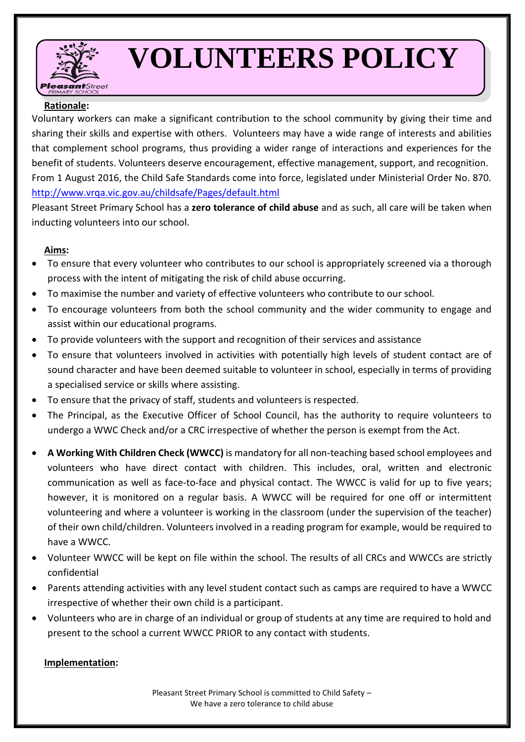# VOLUNTEERS POLICY

**Rationale:**

Voluntary workers can make a significant contribution to the school community by giving their time and sharing their skills and expertise with others. Volunteers may have a wide range of interests and abilities that complement school programs, thus providing a wider range of interactions and experiences for the benefit of students. Volunteers deserve encouragement, effective management, support, and recognition.
From 1 August 2016, the Child Safe Standards come into force, legislated under Ministerial Order No. 870.
http://www.vrqa.vic.gov.au/childsafe/Pages/default.html

Pleasant Street Primary School has a **zero tolerance of child abuse** and as such, all care will be taken when inducting volunteers into our school.

**Aims:**

- To ensure that every volunteer who contributes to our school is appropriately screened via a thorough process with the intent of mitigating the risk of child abuse occurring.
- To maximise the number and variety of effective volunteers who contribute to our school.
- To encourage volunteers from both the school community and the wider community to engage and assist within our educational programs.
- To provide volunteers with the support and recognition of their services and assistance
- To ensure that volunteers involved in activities with potentially high levels of student contact are of sound character and have been deemed suitable to volunteer in school, especially in terms of providing a specialised service or skills where assisting.
- To ensure that the privacy of staff, students and volunteers is respected.
- The Principal, as the Executive Officer of School Council, has the authority to require volunteers to undergo a WWC Check and/or a CRC irrespective of whether the person is exempt from the Act.
- **A Working With Children Check (WWCC)** is mandatory for all non-teaching based school employees and volunteers who have direct contact with children. This includes, oral, written and electronic communication as well as face-to-face and physical contact. The WWCC is valid for up to five years; however, it is monitored on a regular basis. A WWCC will be required for one off or intermittent volunteering and where a volunteer is working in the classroom (under the supervision of the teacher) of their own child/children. Volunteers involved in a reading program for example, would be required to have a WWCC.
- Volunteer WWCC will be kept on file within the school. The results of all CRCs and WWCCs are strictly confidential
- Parents attending activities with any level student contact such as camps are required to have a WWCC irrespective of whether their own child is a participant.
- Volunteers who are in charge of an individual or group of students at any time are required to hold and present to the school a current WWCC PRIOR to any contact with students.

**Implementation:**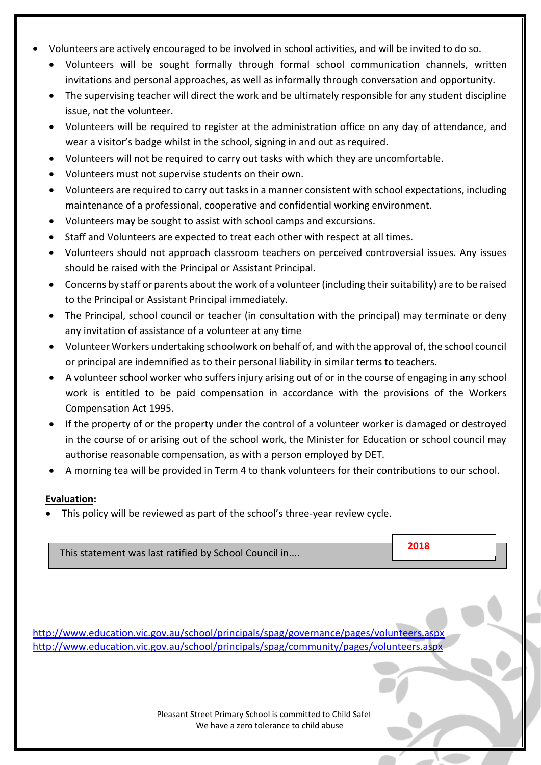- Volunteers are actively encouraged to be involved in school activities, and will be invited to do so.
  - Volunteers will be sought formally through formal school communication channels, written invitations and personal approaches, as well as informally through conversation and opportunity.
  - The supervising teacher will direct the work and be ultimately responsible for any student discipline issue, not the volunteer.
  - Volunteers will be required to register at the administration office on any day of attendance, and wear a visitor's badge whilst in the school, signing in and out as required.
  - Volunteers will not be required to carry out tasks with which they are uncomfortable.
  - Volunteers must not supervise students on their own.
  - Volunteers are required to carry out tasks in a manner consistent with school expectations, including maintenance of a professional, cooperative and confidential working environment.
  - Volunteers may be sought to assist with school camps and excursions.
  - Staff and Volunteers are expected to treat each other with respect at all times.
  - Volunteers should not approach classroom teachers on perceived controversial issues. Any issues should be raised with the Principal or Assistant Principal.
  - Concerns by staff or parents about the work of a volunteer (including their suitability) are to be raised to the Principal or Assistant Principal immediately.
  - The Principal, school council or teacher (in consultation with the principal) may terminate or deny any invitation of assistance of a volunteer at any time
  - Volunteer Workers undertaking schoolwork on behalf of, and with the approval of, the school council or principal are indemnified as to their personal liability in similar terms to teachers.
  - A volunteer school worker who suffers injury arising out of or in the course of engaging in any school work is entitled to be paid compensation in accordance with the provisions of the Workers Compensation Act 1995.
  - If the property of or the property under the control of a volunteer worker is damaged or destroyed in the course of or arising out of the school work, the Minister for Education or school council may authorise reasonable compensation, as with a person employed by DET.
  - A morning tea will be provided in Term 4 to thank volunteers for their contributions to our school.

**Evaluation:**

- This policy will be reviewed as part of the school's three-year review cycle.

| | |
|---|---|
| This statement was last ratified by School Council in.... | **2018** |

http://www.education.vic.gov.au/school/principals/spag/governance/pages/volunteers.aspx
http://www.education.vic.gov.au/school/principals/spag/community/pages/volunteers.aspx

Pleasant Street Primary School is committed to Child Safet
We have a zero tolerance to child abuse